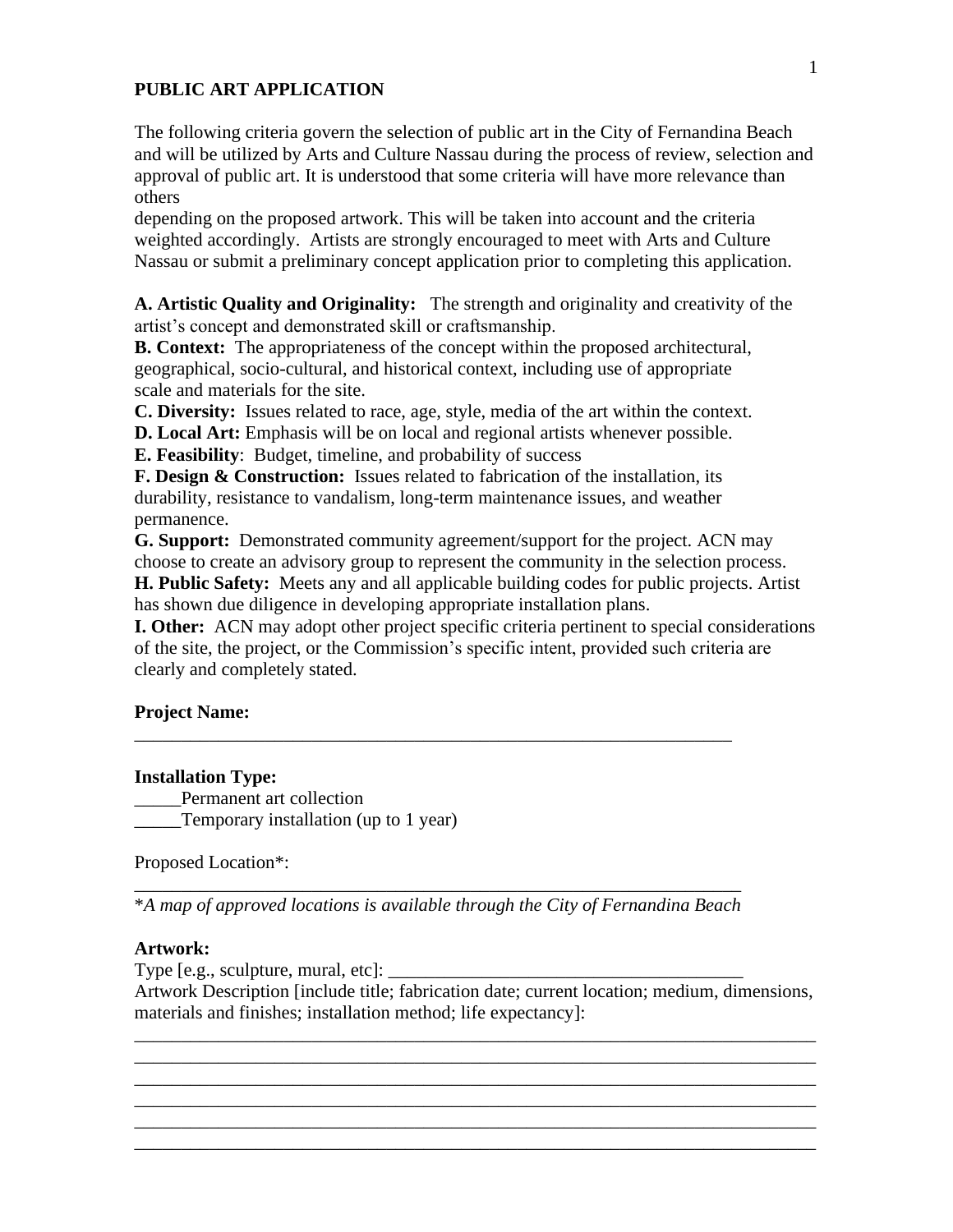# PUBLIC ART APPLICATION

The following criteria govern the selection of public art in the City of Fernandina Beach and will be utilized by Arts and Culture Nassau during the process of review, selection and approval of public art. It is understood that some criteria will have more relevance than others depending on the proposed artwork. This will be taken into account and the criteria weighted accordingly. Artists are strongly encouraged to meet with Arts and Culture Nassau or submit a preliminary concept application prior to completing this application.

**A. Artistic Quality and Originality:** The strength and originality and creativity of the artist's concept and demonstrated skill or craftsmanship.
**B. Context:** The appropriateness of the concept within the proposed architectural, geographical, socio-cultural, and historical context, including use of appropriate scale and materials for the site.
**C. Diversity:** Issues related to race, age, style, media of the art within the context.
**D. Local Art:** Emphasis will be on local and regional artists whenever possible.
**E. Feasibility**: Budget, timeline, and probability of success
**F. Design & Construction:** Issues related to fabrication of the installation, its durability, resistance to vandalism, long-term maintenance issues, and weather permanence.
**G. Support:** Demonstrated community agreement/support for the project. ACN may choose to create an advisory group to represent the community in the selection process.
**H. Public Safety:** Meets any and all applicable building codes for public projects. Artist has shown due diligence in developing appropriate installation plans.
**I. Other:** ACN may adopt other project specific criteria pertinent to special considerations of the site, the project, or the Commission's specific intent, provided such criteria are clearly and completely stated.

**Project Name:**
_________________________________________________________________

**Installation Type:**
_____Permanent art collection
_____Temporary installation (up to 1 year)

Proposed Location*:
__________________________________________________________________
*\*A map of approved locations is available through the City of Fernandina Beach*

**Artwork:**
Type [e.g., sculpture, mural, etc]: ____________________________________
Artwork Description [include title; fabrication date; current location; medium, dimensions, materials and finishes; installation method; life expectancy]:
___________________________________________________________________________
___________________________________________________________________________
___________________________________________________________________________
___________________________________________________________________________
___________________________________________________________________________
___________________________________________________________________________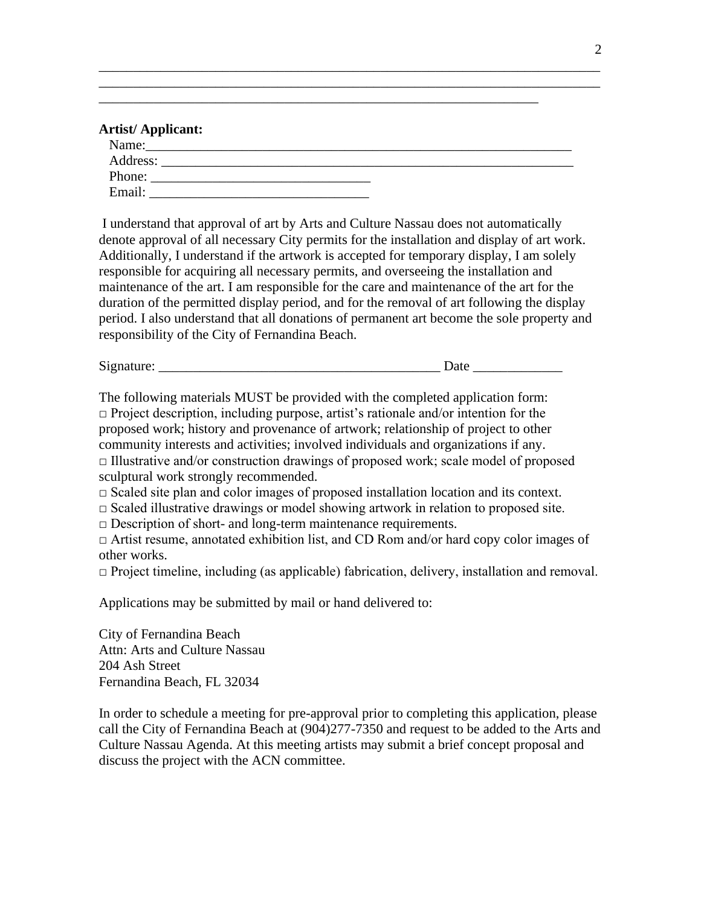\_\_\_\_\_\_\_\_\_\_\_\_\_\_\_\_\_\_\_\_\_\_\_\_\_\_\_\_\_\_\_\_\_\_\_\_\_\_\_\_\_\_\_\_\_\_\_\_\_\_\_\_\_\_\_\_\_\_\_\_\_\_\_\_\_\_\_\_\_\_\_\_
\_\_\_\_\_\_\_\_\_\_\_\_\_\_\_\_\_\_\_\_\_\_\_\_\_\_\_\_\_\_\_\_\_\_\_\_\_\_\_\_\_\_\_\_\_\_\_\_\_\_\_\_\_\_\_\_\_\_\_\_\_\_\_\_\_\_\_\_\_\_\_\_
\_\_\_\_\_\_\_\_\_\_\_\_\_\_\_\_\_\_\_\_\_\_\_\_\_\_\_\_\_\_\_\_\_\_\_\_\_\_\_\_\_\_\_\_\_\_\_\_\_\_\_\_\_\_\_\_\_\_\_\_\_\_\_\_\_

**Artist/ Applicant:**

Name:\_\_\_\_\_\_\_\_\_\_\_\_\_\_\_\_\_\_\_\_\_\_\_\_\_\_\_\_\_\_\_\_\_\_\_\_\_\_\_\_\_\_\_\_\_\_\_\_\_\_\_\_\_\_\_\_\_\_\_\_\_\_
Address: \_\_\_\_\_\_\_\_\_\_\_\_\_\_\_\_\_\_\_\_\_\_\_\_\_\_\_\_\_\_\_\_\_\_\_\_\_\_\_\_\_\_\_\_\_\_\_\_\_\_\_\_\_\_\_\_\_\_\_\_
Phone: \_\_\_\_\_\_\_\_\_\_\_\_\_\_\_\_\_\_\_\_\_\_\_\_\_\_\_\_\_\_\_\_
Email: \_\_\_\_\_\_\_\_\_\_\_\_\_\_\_\_\_\_\_\_\_\_\_\_\_\_\_\_\_\_\_\_

I understand that approval of art by Arts and Culture Nassau does not automatically denote approval of all necessary City permits for the installation and display of art work. Additionally, I understand if the artwork is accepted for temporary display, I am solely responsible for acquiring all necessary permits, and overseeing the installation and maintenance of the art. I am responsible for the care and maintenance of the art for the duration of the permitted display period, and for the removal of art following the display period. I also understand that all donations of permanent art become the sole property and responsibility of the City of Fernandina Beach.

Signature: \_\_\_\_\_\_\_\_\_\_\_\_\_\_\_\_\_\_\_\_\_\_\_\_\_\_\_\_\_\_\_\_\_\_\_\_\_\_\_\_\_ Date \_\_\_\_\_\_\_\_\_\_\_\_\_

The following materials MUST be provided with the completed application form:

□ Project description, including purpose, artist's rationale and/or intention for the proposed work; history and provenance of artwork; relationship of project to other community interests and activities; involved individuals and organizations if any.
□ Illustrative and/or construction drawings of proposed work; scale model of proposed sculptural work strongly recommended.
□ Scaled site plan and color images of proposed installation location and its context.
□ Scaled illustrative drawings or model showing artwork in relation to proposed site.
□ Description of short- and long-term maintenance requirements.
□ Artist resume, annotated exhibition list, and CD Rom and/or hard copy color images of other works.
□ Project timeline, including (as applicable) fabrication, delivery, installation and removal.

Applications may be submitted by mail or hand delivered to:

City of Fernandina Beach
Attn: Arts and Culture Nassau
204 Ash Street
Fernandina Beach, FL 32034

In order to schedule a meeting for pre-approval prior to completing this application, please call the City of Fernandina Beach at (904)277-7350 and request to be added to the Arts and Culture Nassau Agenda. At this meeting artists may submit a brief concept proposal and discuss the project with the ACN committee.